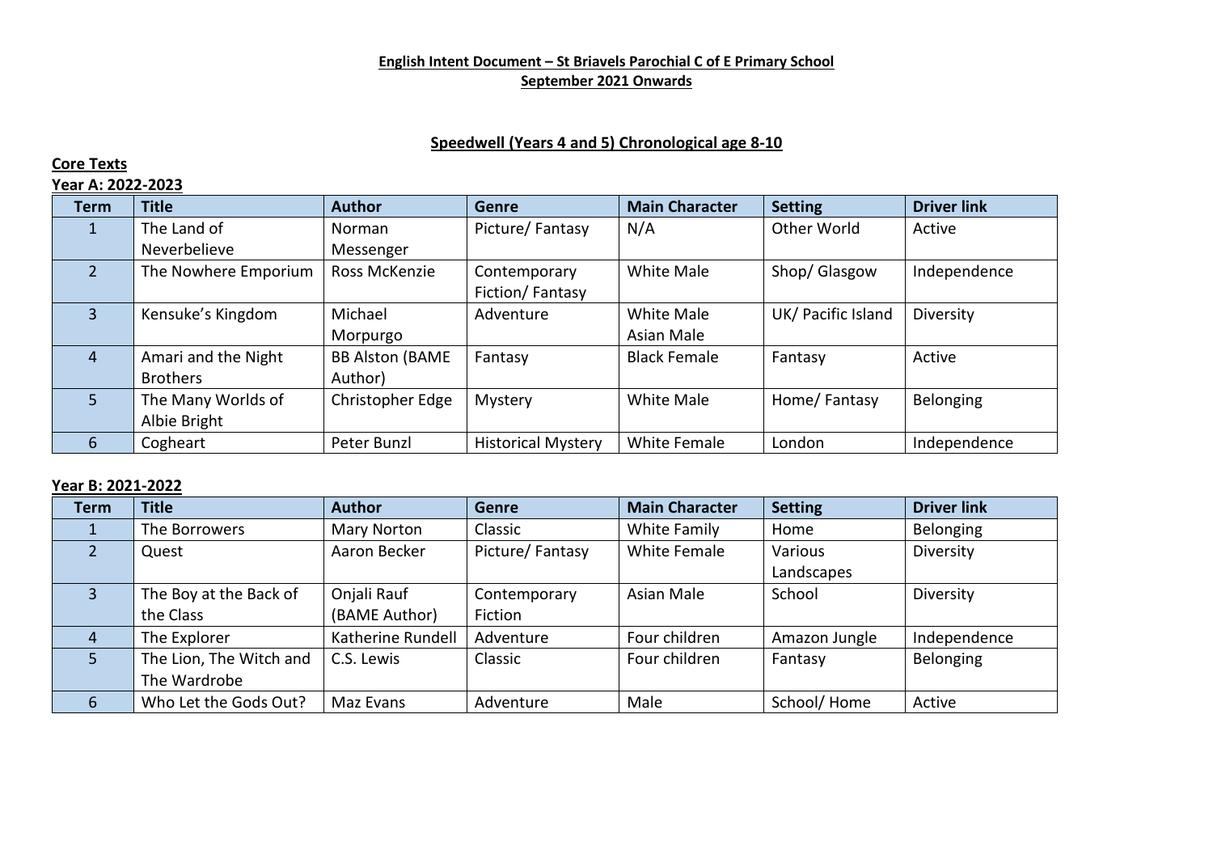**English Intent Document – St Briavels Parochial C of E Primary School**
**September 2021 Onwards**

**Speedwell (Years 4 and 5) Chronological age 8-10**

**Core Texts**

**Year A: 2022-2023**

| Term | Title | Author | Genre | Main Character | Setting | Driver link |
|---|---|---|---|---|---|---|
| 1 | The Land of Neverbelieve | Norman Messenger | Picture/ Fantasy | N/A | Other World | Active |
| 2 | The Nowhere Emporium | Ross McKenzie | Contemporary Fiction/ Fantasy | White Male | Shop/ Glasgow | Independence |
| 3 | Kensuke's Kingdom | Michael Morpurgo | Adventure | White Male Asian Male | UK/ Pacific Island | Diversity |
| 4 | Amari and the Night Brothers | BB Alston (BAME Author) | Fantasy | Black Female | Fantasy | Active |
| 5 | The Many Worlds of Albie Bright | Christopher Edge | Mystery | White Male | Home/ Fantasy | Belonging |
| 6 | Cogheart | Peter Bunzl | Historical Mystery | White Female | London | Independence |

**Year B: 2021-2022**

| Term | Title | Author | Genre | Main Character | Setting | Driver link |
|---|---|---|---|---|---|---|
| 1 | The Borrowers | Mary Norton | Classic | White Family | Home | Belonging |
| 2 | Quest | Aaron Becker | Picture/ Fantasy | White Female | Various Landscapes | Diversity |
| 3 | The Boy at the Back of the Class | Onjali Rauf (BAME Author) | Contemporary Fiction | Asian Male | School | Diversity |
| 4 | The Explorer | Katherine Rundell | Adventure | Four children | Amazon Jungle | Independence |
| 5 | The Lion, The Witch and The Wardrobe | C.S. Lewis | Classic | Four children | Fantasy | Belonging |
| 6 | Who Let the Gods Out? | Maz Evans | Adventure | Male | School/ Home | Active |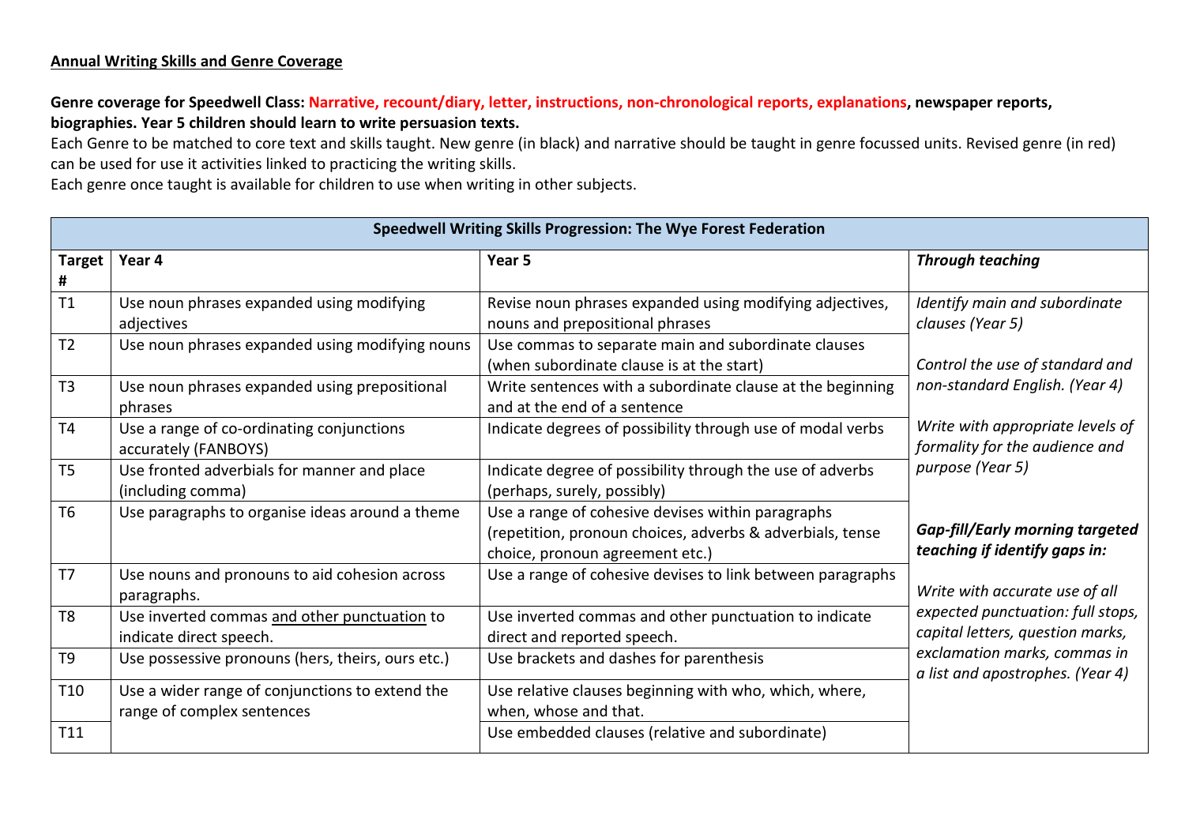**Annual Writing Skills and Genre Coverage**

**Genre coverage for Speedwell Class: Narrative, recount/diary, letter, instructions, non-chronological reports, explanations, newspaper reports, biographies. Year 5 children should learn to write persuasion texts.**

Each Genre to be matched to core text and skills taught. New genre (in black) and narrative should be taught in genre focussed units. Revised genre (in red) can be used for use it activities linked to practicing the writing skills.

Each genre once taught is available for children to use when writing in other subjects.

| **Speedwell Writing Skills Progression: The Wye Forest Federation** | | | |
|---|---|---|---|
| **Target #** | **Year 4** | **Year 5** | ***Through teaching*** |
| T1 | Use noun phrases expanded using modifying adjectives | Revise noun phrases expanded using modifying adjectives, nouns and prepositional phrases | *Identify main and subordinate clauses (Year 5)*<br><br>*Control the use of standard and non-standard English. (Year 4)*<br><br>*Write with appropriate levels of formality for the audience and purpose (Year 5)*<br><br>***Gap-fill/Early morning targeted teaching if identify gaps in:***<br><br>*Write with accurate use of all expected punctuation: full stops, capital letters, question marks, exclamation marks, commas in a list and apostrophes. (Year 4)* |
| T2 | Use noun phrases expanded using modifying nouns | Use commas to separate main and subordinate clauses (when subordinate clause is at the start) | |
| T3 | Use noun phrases expanded using prepositional phrases | Write sentences with a subordinate clause at the beginning and at the end of a sentence | |
| T4 | Use a range of co-ordinating conjunctions accurately (FANBOYS) | Indicate degrees of possibility through use of modal verbs | |
| T5 | Use fronted adverbials for manner and place (including comma) | Indicate degree of possibility through the use of adverbs (perhaps, surely, possibly) | |
| T6 | Use paragraphs to organise ideas around a theme | Use a range of cohesive devises within paragraphs (repetition, pronoun choices, adverbs & adverbials, tense choice, pronoun agreement etc.) | |
| T7 | Use nouns and pronouns to aid cohesion across paragraphs. | Use a range of cohesive devises to link between paragraphs | |
| T8 | Use inverted commas <u>and other punctuation</u> to indicate direct speech. | Use inverted commas and other punctuation to indicate direct and reported speech. | |
| T9 | Use possessive pronouns (hers, theirs, ours etc.) | Use brackets and dashes for parenthesis | |
| T10 | Use a wider range of conjunctions to extend the range of complex sentences | Use relative clauses beginning with who, which, where, when, whose and that. | |
| T11 | | Use embedded clauses (relative and subordinate) | |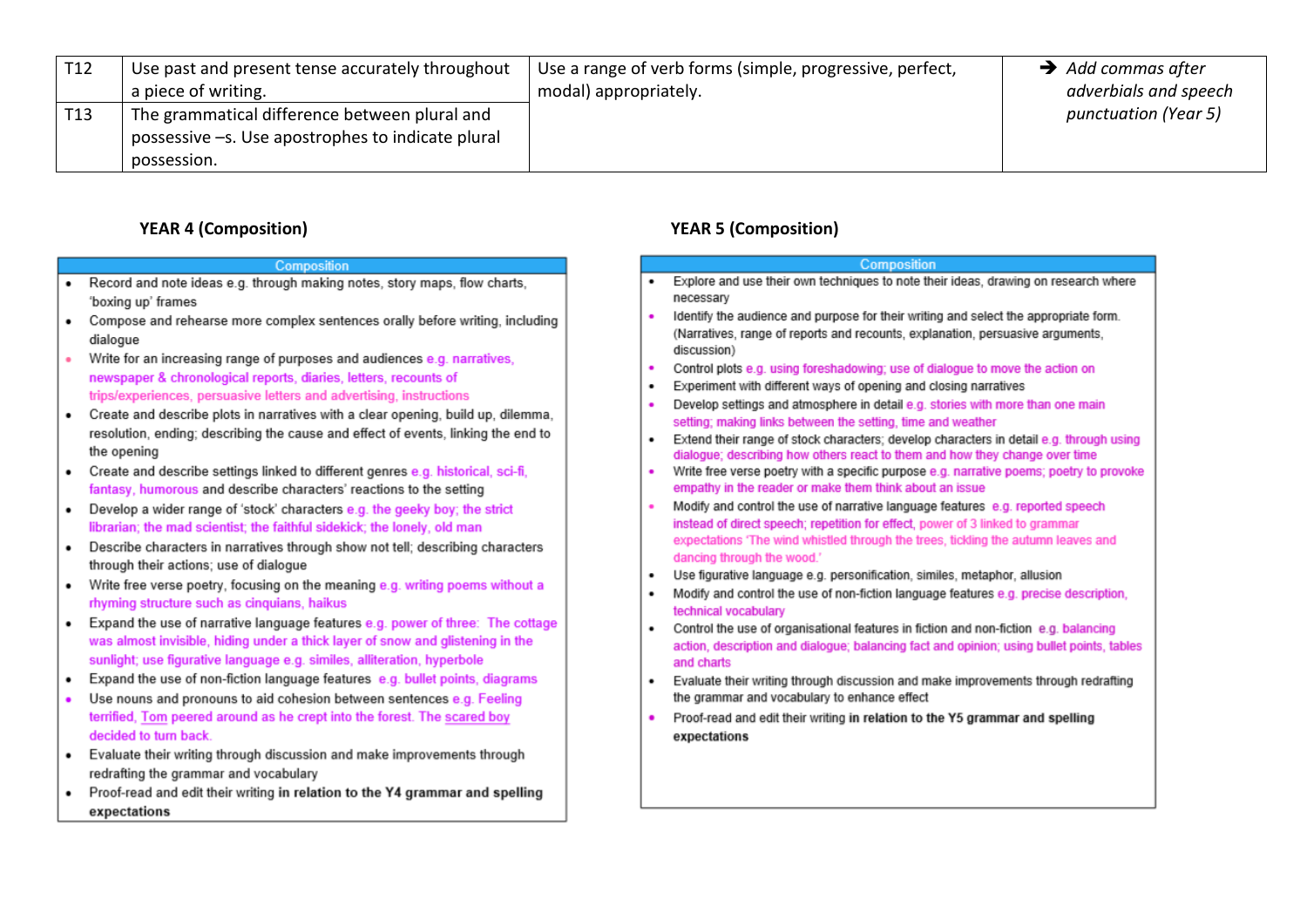| | | | |
|---|---|---|---|
| T12 | Use past and present tense accurately throughout a piece of writing. | Use a range of verb forms (simple, progressive, perfect, modal) appropriately. | ➔ *Add commas after adverbials and speech punctuation (Year 5)* |
| T13 | The grammatical difference between plural and possessive –s. Use apostrophes to indicate plural possession. | | |

## YEAR 4 (Composition)

**Composition**

- Record and note ideas e.g. through making notes, story maps, flow charts, 'boxing up' frames
- Compose and rehearse more complex sentences orally before writing, including dialogue
- Write for an increasing range of purposes and audiences e.g. narratives, newspaper & chronological reports, diaries, letters, recounts of trips/experiences, persuasive letters and advertising, instructions
- Create and describe plots in narratives with a clear opening, build up, dilemma, resolution, ending; describing the cause and effect of events, linking the end to the opening
- Create and describe settings linked to different genres e.g. historical, sci-fi, fantasy, humorous and describe characters' reactions to the setting
- Develop a wider range of 'stock' characters e.g. the geeky boy; the strict librarian; the mad scientist; the faithful sidekick; the lonely, old man
- Describe characters in narratives through show not tell; describing characters through their actions; use of dialogue
- Write free verse poetry, focusing on the meaning e.g. writing poems without a rhyming structure such as cinquians, haikus
- Expand the use of narrative language features e.g. power of three: The cottage was almost invisible, hiding under a thick layer of snow and glistening in the sunlight; use figurative language e.g. similes, alliteration, hyperbole
- Expand the use of non-fiction language features e.g. bullet points, diagrams
- Use nouns and pronouns to aid cohesion between sentences e.g. Feeling terrified, Tom peered around as he crept into the forest. The scared boy decided to turn back.
- Evaluate their writing through discussion and make improvements through redrafting the grammar and vocabulary
- Proof-read and edit their writing **in relation to the Y4 grammar and spelling expectations**

## YEAR 5 (Composition)

**Composition**

- Explore and use their own techniques to note their ideas, drawing on research where necessary
- Identify the audience and purpose for their writing and select the appropriate form. (Narratives, range of reports and recounts, explanation, persuasive arguments, discussion)
- Control plots e.g. using foreshadowing; use of dialogue to move the action on
- Experiment with different ways of opening and closing narratives
- Develop settings and atmosphere in detail e.g. stories with more than one main setting; making links between the setting, time and weather
- Extend their range of stock characters; develop characters in detail e.g. through using dialogue; describing how others react to them and how they change over time
- Write free verse poetry with a specific purpose e.g. narrative poems; poetry to provoke empathy in the reader or make them think about an issue
- Modify and control the use of narrative language features e.g. reported speech instead of direct speech; repetition for effect, power of 3 linked to grammar expectations 'The wind whistled through the trees, tickling the autumn leaves and dancing through the wood.'
- Use figurative language e.g. personification, similes, metaphor, allusion
- Modify and control the use of non-fiction language features e.g. precise description, technical vocabulary
- Control the use of organisational features in fiction and non-fiction e.g. balancing action, description and dialogue; balancing fact and opinion; using bullet points, tables and charts
- Evaluate their writing through discussion and make improvements through redrafting the grammar and vocabulary to enhance effect
- Proof-read and edit their writing **in relation to the Y5 grammar and spelling expectations**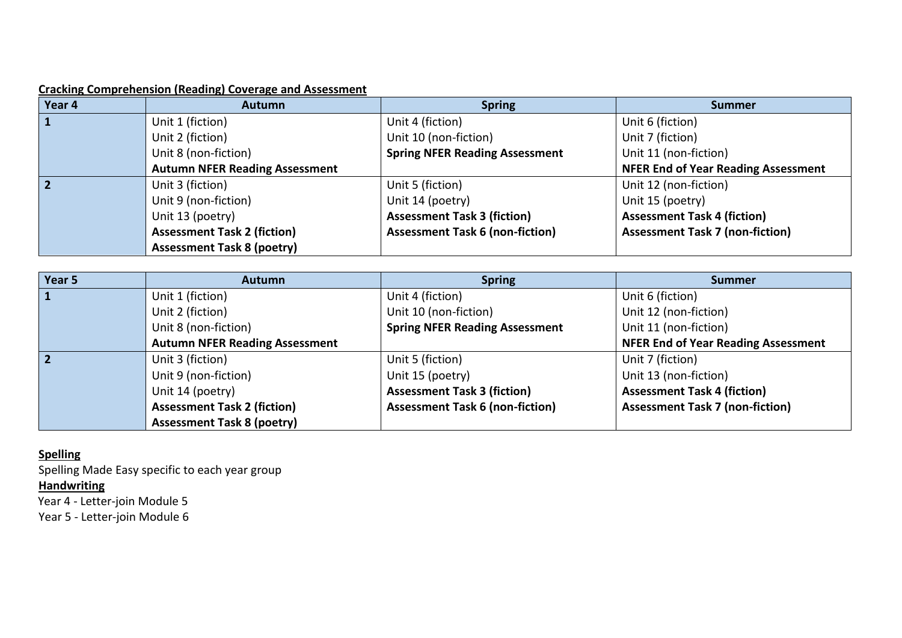**Cracking Comprehension (Reading) Coverage and Assessment**

| Year 4 | Autumn | Spring | Summer |
|---|---|---|---|
| **1** | Unit 1 (fiction)<br>Unit 2 (fiction)<br>Unit 8 (non-fiction)<br>**Autumn NFER Reading Assessment** | Unit 4 (fiction)<br>Unit 10 (non-fiction)<br>**Spring NFER Reading Assessment** | Unit 6 (fiction)<br>Unit 7 (fiction)<br>Unit 11 (non-fiction)<br>**NFER End of Year Reading Assessment** |
| **2** | Unit 3 (fiction)<br>Unit 9 (non-fiction)<br>Unit 13 (poetry)<br>**Assessment Task 2 (fiction)**<br>**Assessment Task 8 (poetry)** | Unit 5 (fiction)<br>Unit 14 (poetry)<br>**Assessment Task 3 (fiction)**<br>**Assessment Task 6 (non-fiction)** | Unit 12 (non-fiction)<br>Unit 15 (poetry)<br>**Assessment Task 4 (fiction)**<br>**Assessment Task 7 (non-fiction)** |

| Year 5 | Autumn | Spring | Summer |
|---|---|---|---|
| **1** | Unit 1 (fiction)<br>Unit 2 (fiction)<br>Unit 8 (non-fiction)<br>**Autumn NFER Reading Assessment** | Unit 4 (fiction)<br>Unit 10 (non-fiction)<br>**Spring NFER Reading Assessment** | Unit 6 (fiction)<br>Unit 12 (non-fiction)<br>Unit 11 (non-fiction)<br>**NFER End of Year Reading Assessment** |
| **2** | Unit 3 (fiction)<br>Unit 9 (non-fiction)<br>Unit 14 (poetry)<br>**Assessment Task 2 (fiction)**<br>**Assessment Task 8 (poetry)** | Unit 5 (fiction)<br>Unit 15 (poetry)<br>**Assessment Task 3 (fiction)**<br>**Assessment Task 6 (non-fiction)** | Unit 7 (fiction)<br>Unit 13 (non-fiction)<br>**Assessment Task 4 (fiction)**<br>**Assessment Task 7 (non-fiction)** |

**Spelling**

Spelling Made Easy specific to each year group

**Handwriting**

Year 4 - Letter-join Module 5

Year 5 - Letter-join Module 6